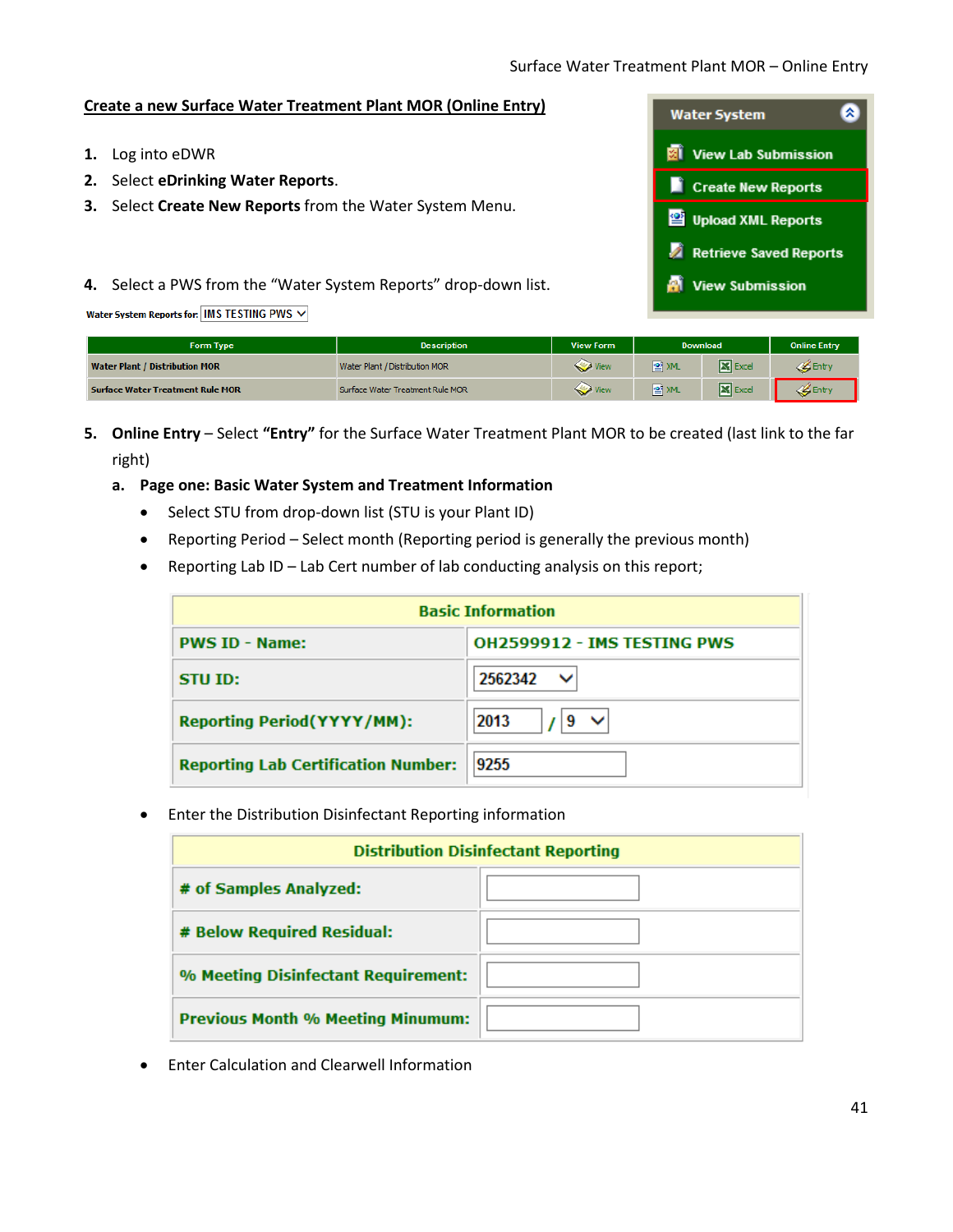## Create a new Surface Water Treatment Plant MOR (Online Entry)

1. Log into eDWR
2. Select **eDrinking Water Reports**.
3. Select **Create New Reports** from the Water System Menu.

| Water System |
|---|
| View Lab Submission |
| Create New Reports |
| Upload XML Reports |
| Retrieve Saved Reports |
| View Submission |

4. Select a PWS from the "Water System Reports" drop-down list.

Water System Reports for: IMS TESTING PWS

| Form Type | Description | View Form | Download | | Online Entry |
|---|---|---|---|---|---|
| Water Plant / Distribution MOR | Water Plant / Distribution MOR | View | XML | Excel | Entry |
| Surface Water Treatment Rule MOR | Surface Water Treatment Rule MOR | View | XML | Excel | Entry |

5. **Online Entry** – Select **"Entry"** for the Surface Water Treatment Plant MOR to be created (last link to the far right)

   a. **Page one: Basic Water System and Treatment Information**

   - Select STU from drop-down list (STU is your Plant ID)
   - Reporting Period – Select month (Reporting period is generally the previous month)
   - Reporting Lab ID – Lab Cert number of lab conducting analysis on this report;

| Basic Information | |
|---|---|
| PWS ID - Name: | OH2599912 - IMS TESTING PWS |
| STU ID: | 2562342 |
| Reporting Period(YYYY/MM): | 2013 / 9 |
| Reporting Lab Certification Number: | 9255 |

   - Enter the Distribution Disinfectant Reporting information

| Distribution Disinfectant Reporting | |
|---|---|
| # of Samples Analyzed: | |
| # Below Required Residual: | |
| % Meeting Disinfectant Requirement: | |
| Previous Month % Meeting Minumum: | |

   - Enter Calculation and Clearwell Information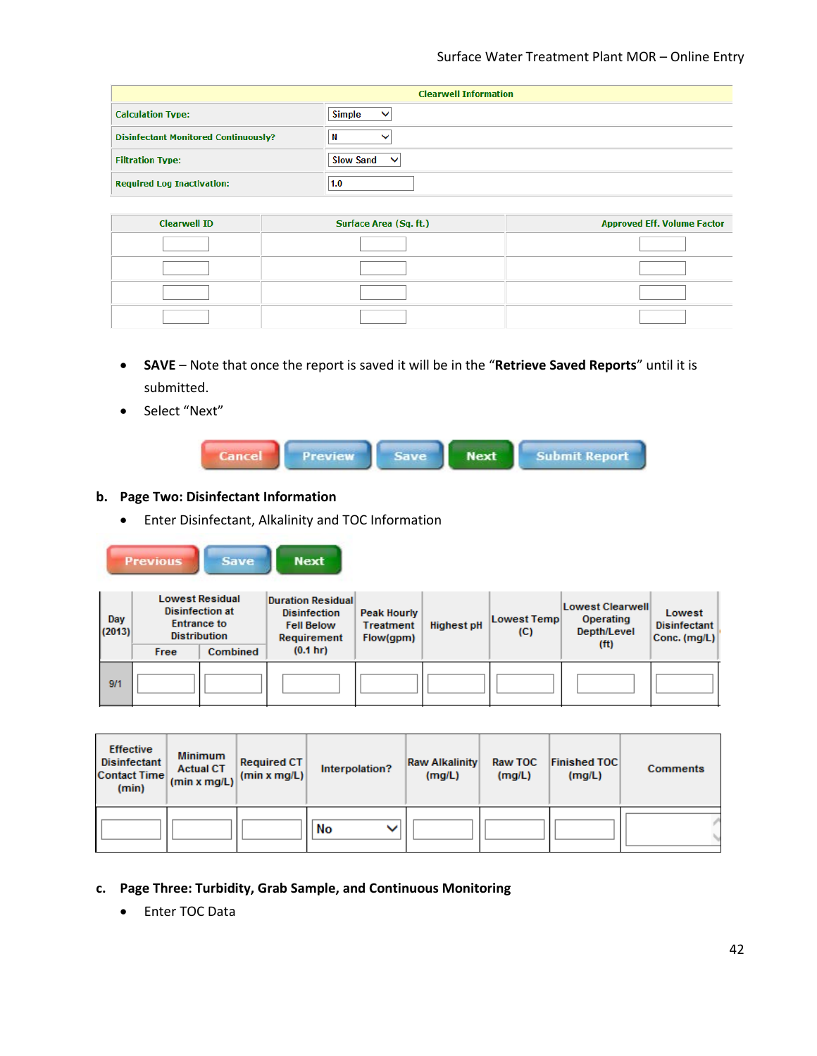| Clearwell Information | |
|---|---|
| Calculation Type: | Simple |
| Disinfectant Monitored Continuously? | N |
| Filtration Type: | Slow Sand |
| Required Log Inactivation: | 1.0 |

| Clearwell ID | Surface Area (Sq. ft.) | Approved Eff. Volume Factor |
|---|---|---|
| | | |
| | | |
| | | |
| | | |

- **SAVE** – Note that once the report is saved it will be in the "**Retrieve Saved Reports**" until it is submitted.
- Select "Next"

Cancel | Preview | Save | Next | Submit Report

**b. Page Two: Disinfectant Information**

- Enter Disinfectant, Alkalinity and TOC Information

Previous | Save | Next

| Day (2013) | Lowest Residual Disinfection at Entrance to Distribution | | Duration Residual Disinfection Fell Below Requirement (0.1 hr) | Peak Hourly Treatment Flow(gpm) | Highest pH | Lowest Temp (C) | Lowest Clearwell Operating Depth/Level (ft) | Lowest Disinfectant Conc. (mg/L) |
|---|---|---|---|---|---|---|---|---|
| | Free | Combined | | | | | | |
| 9/1 | | | | | | | | |

| Effective Disinfectant Contact Time (min) | Minimum Actual CT (min x mg/L) | Required CT (min x mg/L) | Interpolation? | Raw Alkalinity (mg/L) | Raw TOC (mg/L) | Finished TOC (mg/L) | Comments |
|---|---|---|---|---|---|---|---|
| | | | No | | | | |

**c. Page Three: Turbidity, Grab Sample, and Continuous Monitoring**

- Enter TOC Data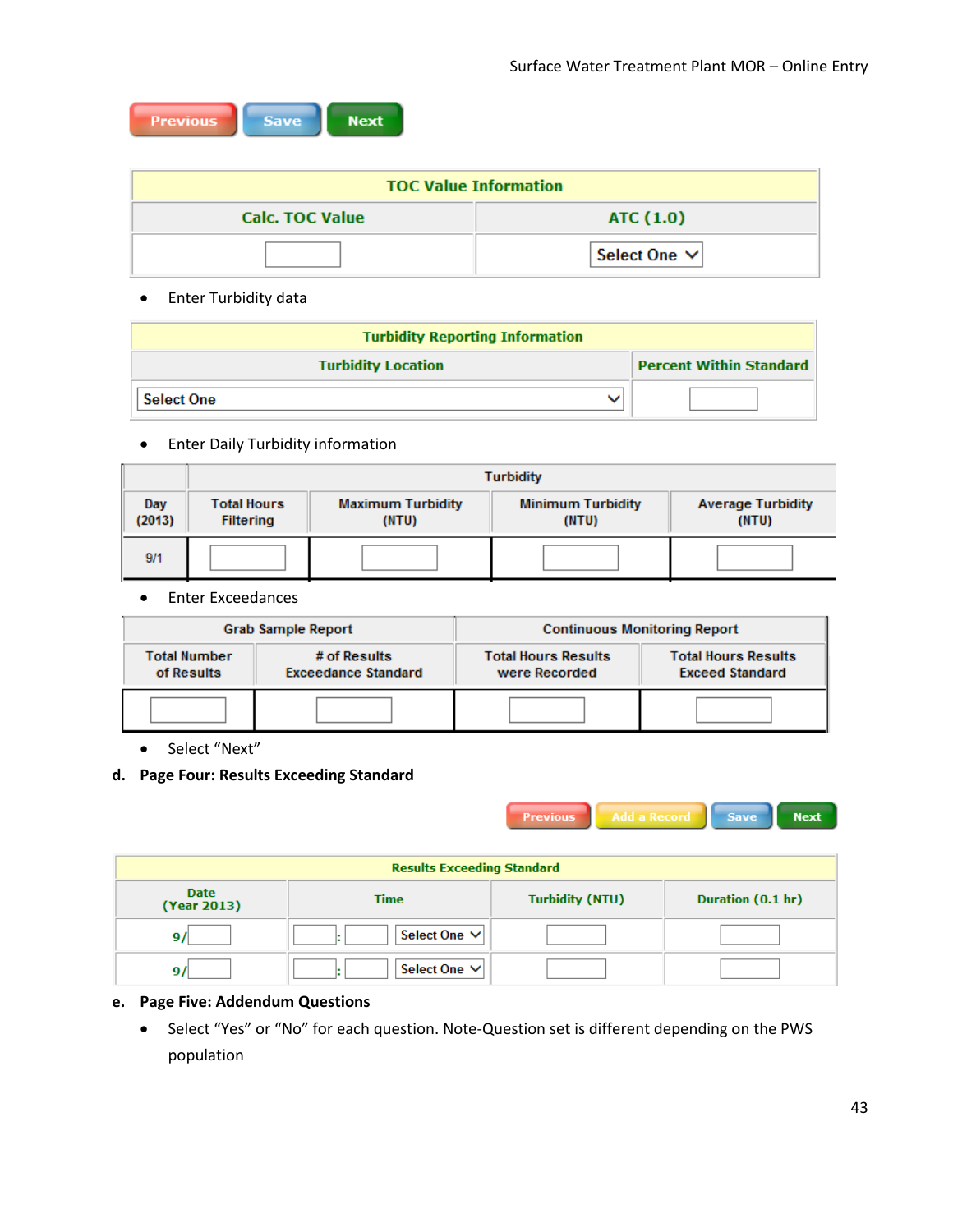Previous | Save | Next

| TOC Value Information | |
|---|---|
| Calc. TOC Value | ATC (1.0) |
| | Select One |

- Enter Turbidity data

| Turbidity Reporting Information | |
|---|---|
| Turbidity Location | Percent Within Standard |
| Select One | |

- Enter Daily Turbidity information

| | Turbidity | | | |
|---|---|---|---|---|
| Day (2013) | Total Hours Filtering | Maximum Turbidity (NTU) | Minimum Turbidity (NTU) | Average Turbidity (NTU) |
| 9/1 | | | | |

- Enter Exceedances

| Grab Sample Report | | Continuous Monitoring Report | |
|---|---|---|---|
| Total Number of Results | # of Results Exceedance Standard | Total Hours Results were Recorded | Total Hours Results Exceed Standard |
| | | | |

- Select “Next”

**d. Page Four: Results Exceeding Standard**

Previous | Add a Record | Save | Next

| Results Exceeding Standard | | | |
|---|---|---|---|
| Date (Year 2013) | Time | Turbidity (NTU) | Duration (0.1 hr) |
| 9/ | : Select One | | |
| 9/ | : Select One | | |

**e. Page Five: Addendum Questions**

- Select “Yes” or “No” for each question. Note-Question set is different depending on the PWS population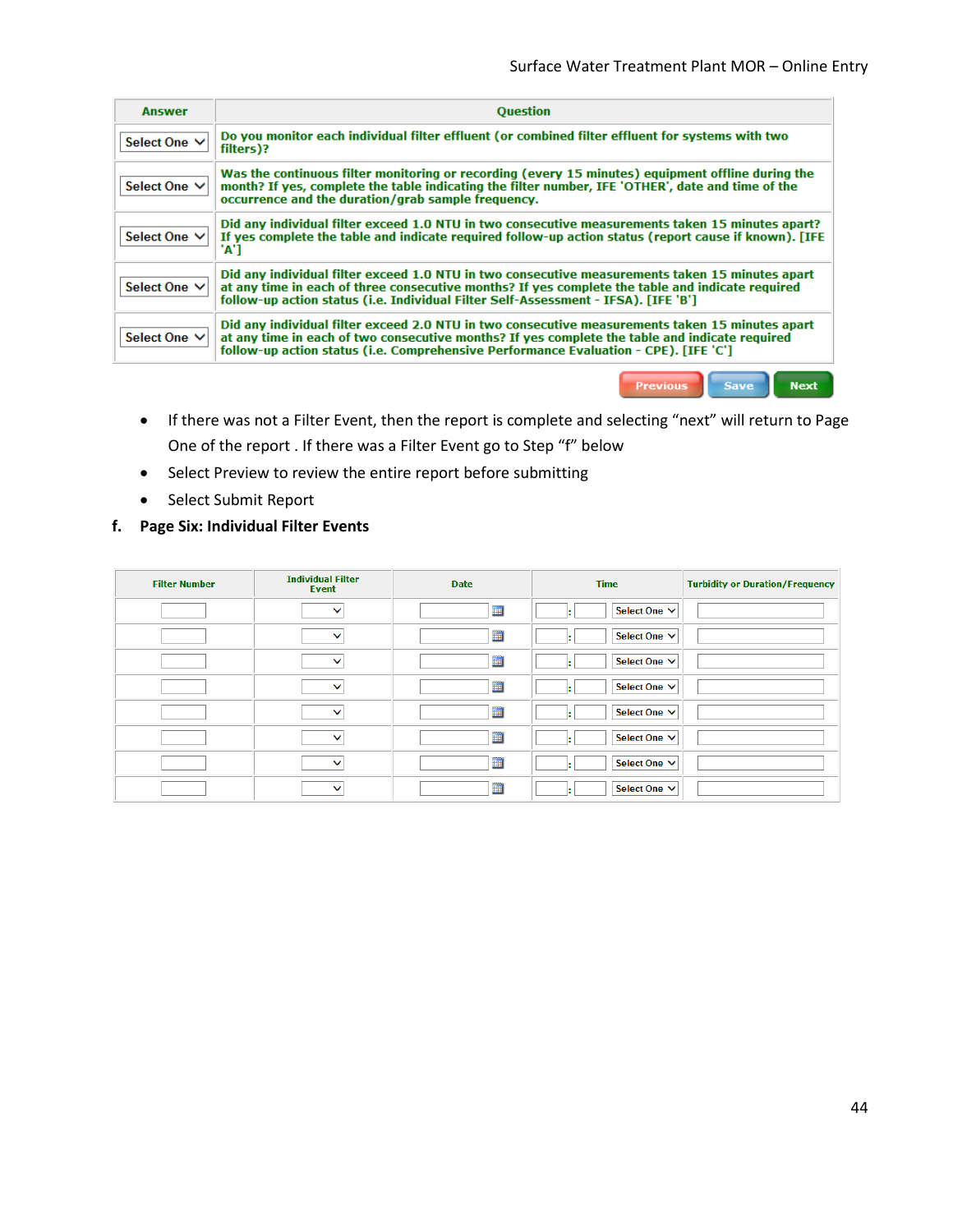| Answer | Question |
|---|---|
| Select One | Do you monitor each individual filter effluent (or combined filter effluent for systems with two filters)? |
| Select One | Was the continuous filter monitoring or recording (every 15 minutes) equipment offline during the month? If yes, complete the table indicating the filter number, IFE 'OTHER', date and time of the occurrence and the duration/grab sample frequency. |
| Select One | Did any individual filter exceed 1.0 NTU in two consecutive measurements taken 15 minutes apart? If yes complete the table and indicate required follow-up action status (report cause if known). [IFE 'A'] |
| Select One | Did any individual filter exceed 1.0 NTU in two consecutive measurements taken 15 minutes apart at any time in each of three consecutive months? If yes complete the table and indicate required follow-up action status (i.e. Individual Filter Self-Assessment - IFSA). [IFE 'B'] |
| Select One | Did any individual filter exceed 2.0 NTU in two consecutive measurements taken 15 minutes apart at any time in each of two consecutive months? If yes complete the table and indicate required follow-up action status (i.e. Comprehensive Performance Evaluation - CPE). [IFE 'C'] |

Previous | Save | Next

- If there was not a Filter Event, then the report is complete and selecting "next" will return to Page One of the report . If there was a Filter Event go to Step "f" below
- Select Preview to review the entire report before submitting
- Select Submit Report

**f. Page Six: Individual Filter Events**

| Filter Number | Individual Filter Event | Date | Time | Turbidity or Duration/Frequency |
|---|---|---|---|---|
| | | | : Select One | |
| | | | : Select One | |
| | | | : Select One | |
| | | | : Select One | |
| | | | : Select One | |
| | | | : Select One | |
| | | | : Select One | |
| | | | : Select One | |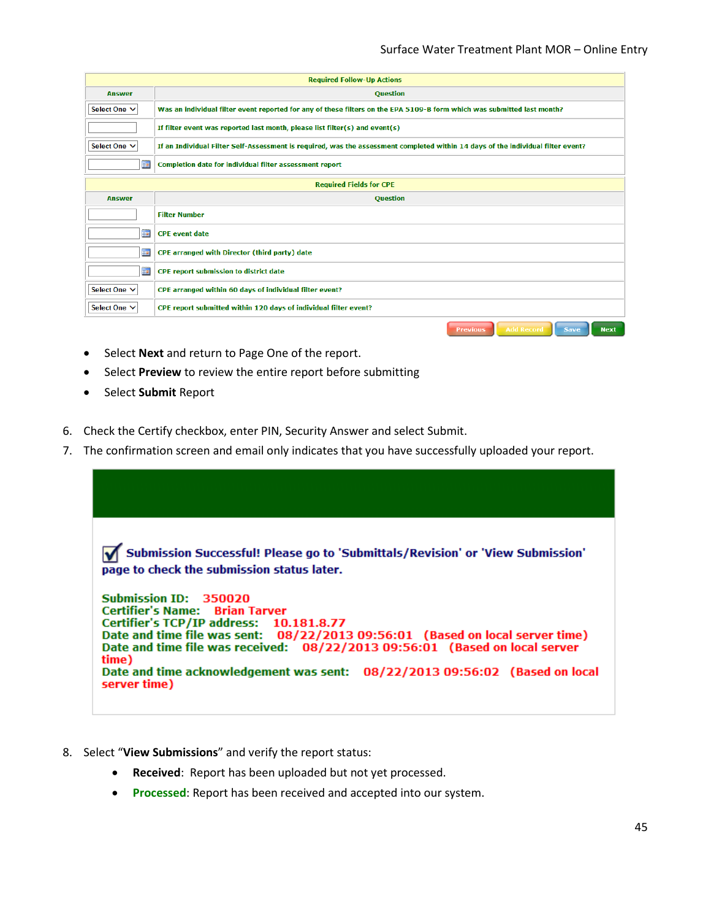| Required Follow-Up Actions | |
|---|---|
| **Answer** | **Question** |
| Select One | Was an individual filter event reported for any of these filters on the EPA 5109-B form which was submitted last month? |
| | If filter event was reported last month, please list filter(s) and event(s) |
| Select One | If an Individual Filter Self-Assessment is required, was the assessment completed within 14 days of the individual filter event? |
| | Completion date for individual filter assessment report |

| Required Fields for CPE | |
|---|---|
| **Answer** | **Question** |
| | Filter Number |
| | CPE event date |
| | CPE arranged with Director (third party) date |
| | CPE report submission to district date |
| Select One | CPE arranged within 60 days of individual filter event? |
| Select One | CPE report submitted within 120 days of individual filter event? |

Previous | Add Record | Save | Next

- Select **Next** and return to Page One of the report.
- Select **Preview** to review the entire report before submitting
- Select **Submit** Report

6. Check the Certify checkbox, enter PIN, Security Answer and select Submit.
7. The confirmation screen and email only indicates that you have successfully uploaded your report.

**Submission Successful! Please go to 'Submittals/Revision' or 'View Submission' page to check the submission status later.**

**Submission ID:** 350020
**Certifier's Name:** Brian Tarver
**Certifier's TCP/IP address:** 10.181.8.77
**Date and time file was sent:** 08/22/2013 09:56:01 (Based on local server time)
**Date and time file was received:** 08/22/2013 09:56:01 (Based on local server time)
**Date and time acknowledgement was sent:** 08/22/2013 09:56:02 (Based on local server time)

8. Select "**View Submissions**" and verify the report status:
   - **Received**: Report has been uploaded but not yet processed.
   - **Processed**: Report has been received and accepted into our system.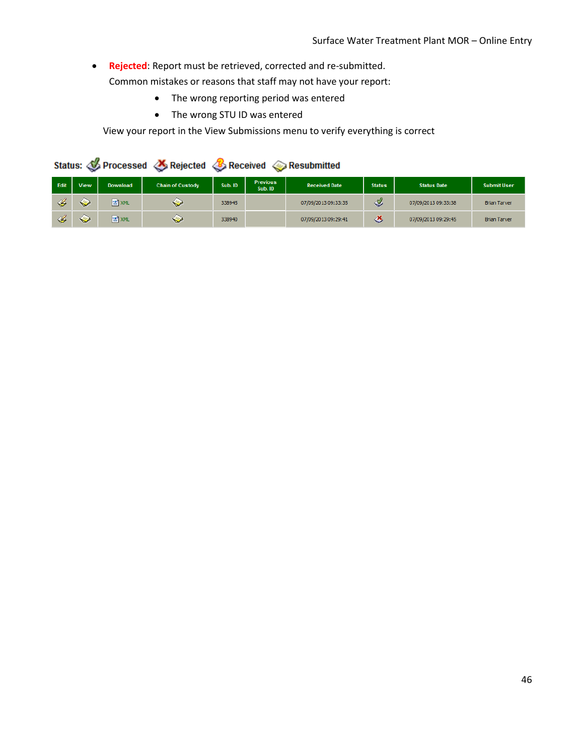- **Rejected**: Report must be retrieved, corrected and re-submitted.
  Common mistakes or reasons that staff may not have your report:
    - The wrong reporting period was entered
    - The wrong STU ID was entered

  View your report in the View Submissions menu to verify everything is correct

Status: Processed Rejected Received Resubmitted

| Edit | View | Download | Chain of Custody | Sub. ID | Previous Sub. ID | Received Date | Status | Status Date | Submit User |
|---|---|---|---|---|---|---|---|---|---|
| | | XML | | 338945 | | 07/09/2013 09:33:35 | | 07/09/2013 09:33:38 | Brian Tarver |
| | | XML | | 338940 | | 07/09/2013 09:29:41 | | 07/09/2013 09:29:45 | Brian Tarver |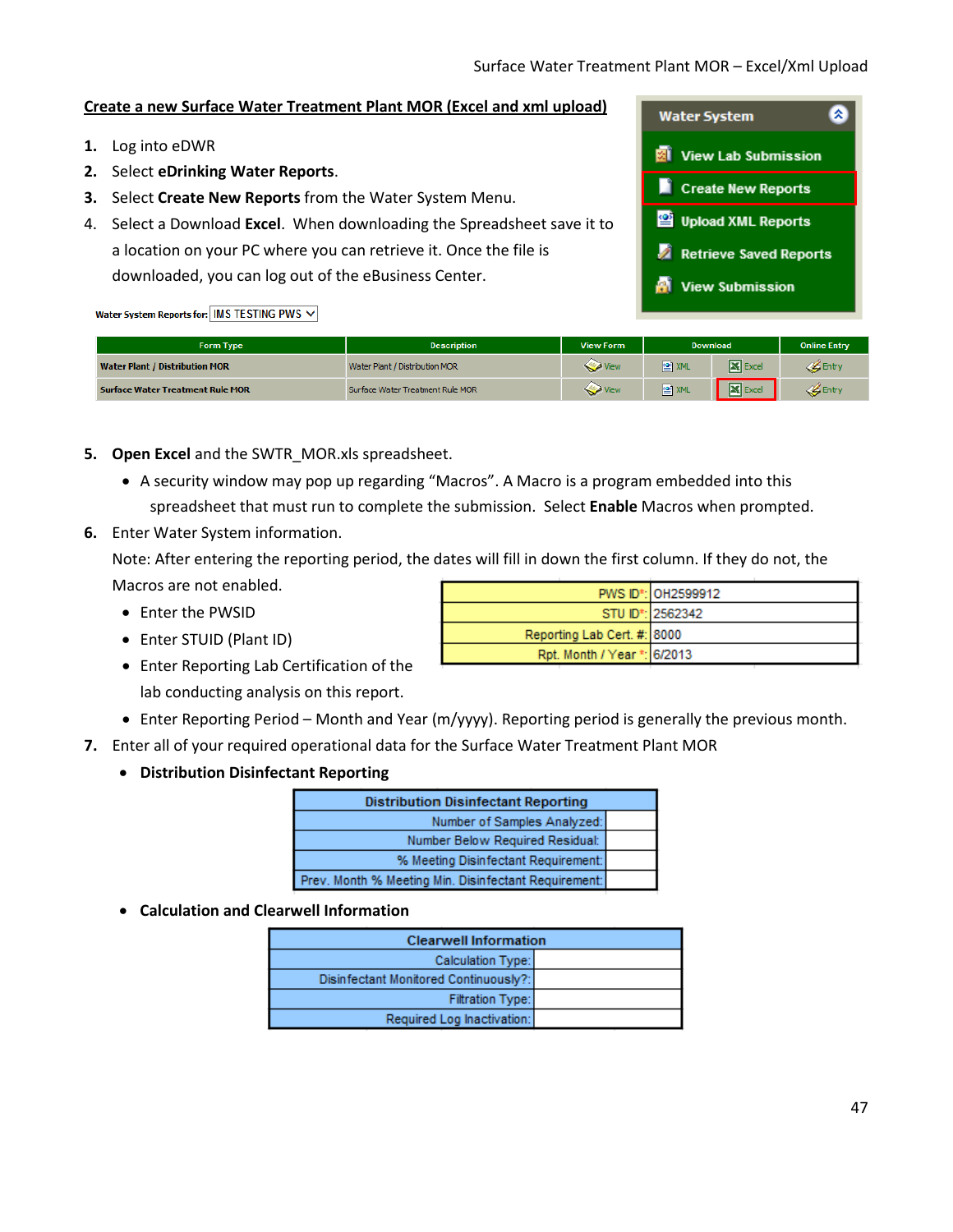## Create a new Surface Water Treatment Plant MOR (Excel and xml upload)

1. Log into eDWR
2. Select **eDrinking Water Reports**.
3. Select **Create New Reports** from the Water System Menu.
4. Select a Download **Excel**. When downloading the Spreadsheet save it to a location on your PC where you can retrieve it. Once the file is downloaded, you can log out of the eBusiness Center.

**Water System**
- View Lab Submission
- Create New Reports
- Upload XML Reports
- Retrieve Saved Reports
- View Submission

Water System Reports for: IMS TESTING PWS

| Form Type | Description | View Form | Download | | Online Entry |
|---|---|---|---|---|---|
| Water Plant / Distribution MOR | Water Plant / Distribution MOR | View | XML | Excel | Entry |
| Surface Water Treatment Rule MOR | Surface Water Treatment Rule MOR | View | XML | Excel | Entry |

5. **Open Excel** and the SWTR_MOR.xls spreadsheet.
   - A security window may pop up regarding "Macros". A Macro is a program embedded into this spreadsheet that must run to complete the submission. Select **Enable** Macros when prompted.
6. Enter Water System information.

   Note: After entering the reporting period, the dates will fill in down the first column. If they do not, the Macros are not enabled.
   - Enter the PWSID
   - Enter STUID (Plant ID)
   - Enter Reporting Lab Certification of the lab conducting analysis on this report.
   - Enter Reporting Period – Month and Year (m/yyyy). Reporting period is generally the previous month.

| | |
|---|---|
| PWS ID*: | OH2599912 |
| STU ID*: | 2562342 |
| Reporting Lab Cert. #: | 8000 |
| Rpt. Month / Year *: | 6/2013 |

7. Enter all of your required operational data for the Surface Water Treatment Plant MOR
   - **Distribution Disinfectant Reporting**

| Distribution Disinfectant Reporting | |
|---|---|
| Number of Samples Analyzed: | |
| Number Below Required Residual: | |
| % Meeting Disinfectant Requirement: | |
| Prev. Month % Meeting Min. Disinfectant Requirement: | |

   - **Calculation and Clearwell Information**

| Clearwell Information | |
|---|---|
| Calculation Type: | |
| Disinfectant Monitored Continuously?: | |
| Filtration Type: | |
| Required Log Inactivation: | |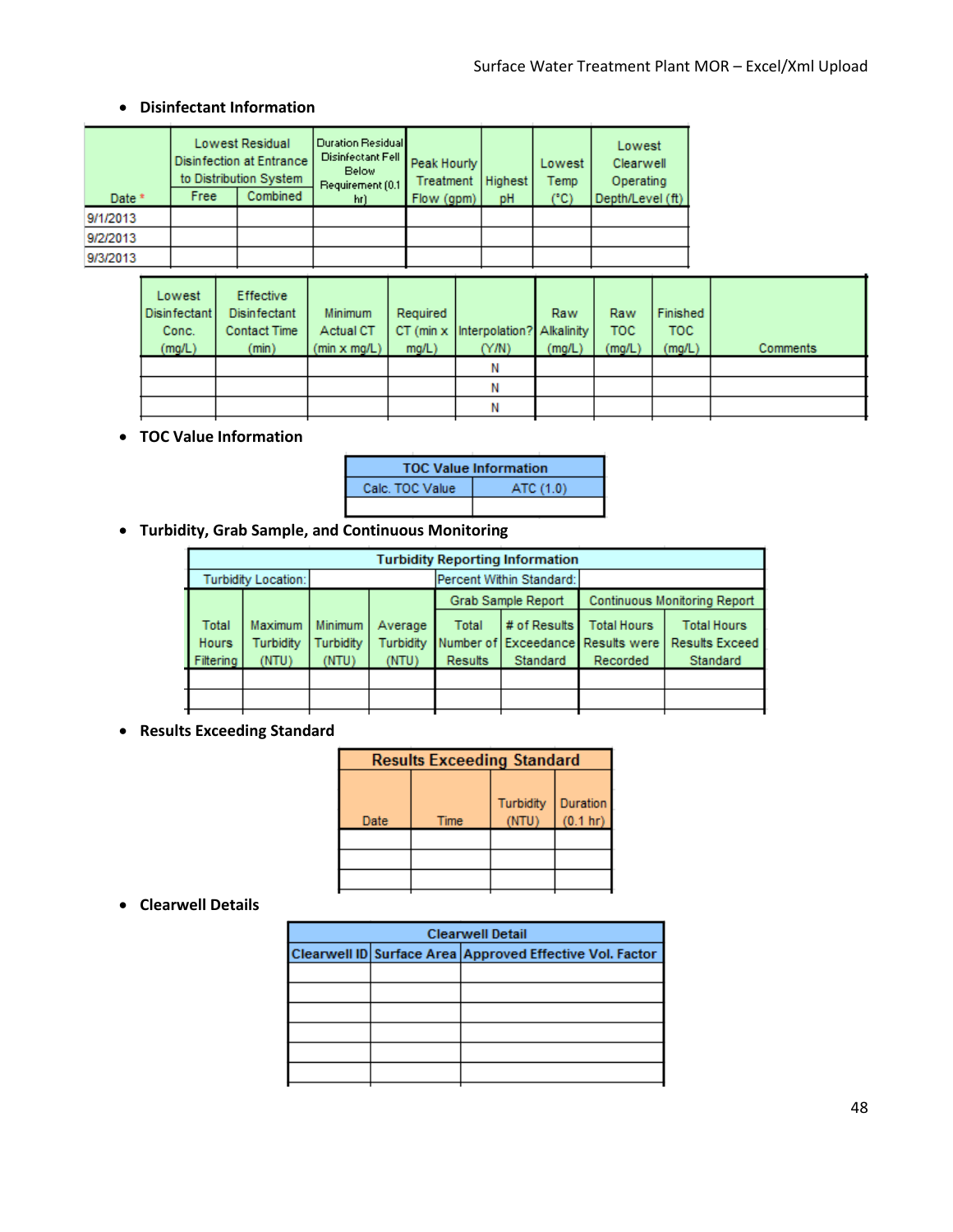- **Disinfectant Information**

| Date * | Lowest Residual Disinfection at Entrance to Distribution System | | Duration Residual Disinfectant Fell Below Requirement (0.1 hr) | Peak Hourly Treatment Flow (gpm) | Highest pH | Lowest Temp (°C) | Lowest Clearwell Operating Depth/Level (ft) |
|---|---|---|---|---|---|---|---|
| | Free | Combined | | | | | |
| 9/1/2013 | | | | | | | |
| 9/2/2013 | | | | | | | |
| 9/3/2013 | | | | | | | |

| Lowest Disinfectant Conc. (mg/L) | Effective Disinfectant Contact Time (min) | Minimum Actual CT (min x mg/L) | Required CT (min x mg/L) | Interpolation? (Y/N) | Raw Alkalinity (mg/L) | Raw TOC (mg/L) | Finished TOC (mg/L) | Comments |
|---|---|---|---|---|---|---|---|---|
| | | | | N | | | | |
| | | | | N | | | | |
| | | | | N | | | | |

- **TOC Value Information**

| TOC Value Information | |
|---|---|
| Calc. TOC Value | ATC (1.0) |
| | |

- **Turbidity, Grab Sample, and Continuous Monitoring**

| Turbidity Reporting Information | | | | | | | |
|---|---|---|---|---|---|---|---|
| Turbidity Location: | | | | Percent Within Standard: | | | |
| | | | | Grab Sample Report | | Continuous Monitoring Report | |
| Total Hours Filtering | Maximum Turbidity (NTU) | Minimum Turbidity (NTU) | Average Turbidity (NTU) | Total Number of Results | # of Results Exceedance Standard | Total Hours Results were Recorded | Total Hours Results Exceed Standard |
| | | | | | | | |
| | | | | | | | |

- **Results Exceeding Standard**

| Results Exceeding Standard | | | |
|---|---|---|---|
| Date | Time | Turbidity (NTU) | Duration (0.1 hr) |
| | | | |
| | | | |
| | | | |

- **Clearwell Details**

| Clearwell Detail | | |
|---|---|---|
| Clearwell ID | Surface Area | Approved Effective Vol. Factor |
| | | |
| | | |
| | | |
| | | |
| | | |
| | | |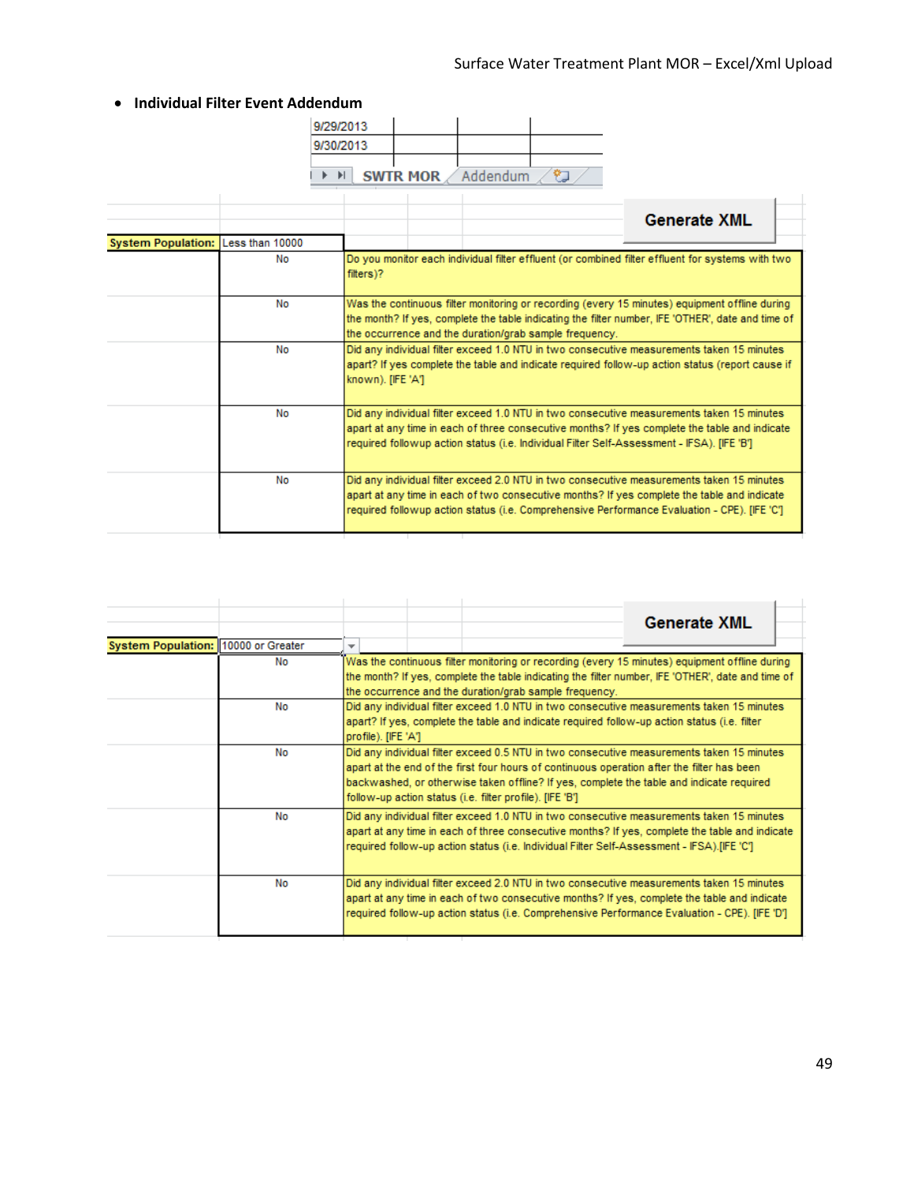- **Individual Filter Event Addendum**

| 9/29/2013 | | | |
|---|---|---|---|
| 9/30/2013 | | | |

SWTR MOR | Addendum

Generate XML

| System Population: | Less than 10000 |
|---|---|
| No | Do you monitor each individual filter effluent (or combined filter effluent for systems with two filters)? |
| No | Was the continuous filter monitoring or recording (every 15 minutes) equipment offline during the month? If yes, complete the table indicating the filter number, IFE 'OTHER', date and time of the occurrence and the duration/grab sample frequency. |
| No | Did any individual filter exceed 1.0 NTU in two consecutive measurements taken 15 minutes apart? If yes complete the table and indicate required follow-up action status (report cause if known). [IFE 'A'] |
| No | Did any individual filter exceed 1.0 NTU in two consecutive measurements taken 15 minutes apart at any time in each of three consecutive months? If yes complete the table and indicate required followup action status (i.e. Individual Filter Self-Assessment - IFSA). [IFE 'B'] |
| No | Did any individual filter exceed 2.0 NTU in two consecutive measurements taken 15 minutes apart at any time in each of two consecutive months? If yes complete the table and indicate required followup action status (i.e. Comprehensive Performance Evaluation - CPE). [IFE 'C'] |

Generate XML

| System Population: | 10000 or Greater |
|---|---|
| No | Was the continuous filter monitoring or recording (every 15 minutes) equipment offline during the month? If yes, complete the table indicating the filter number, IFE 'OTHER', date and time of the occurrence and the duration/grab sample frequency. |
| No | Did any individual filter exceed 1.0 NTU in two consecutive measurements taken 15 minutes apart? If yes, complete the table and indicate required follow-up action status (i.e. filter profile). [IFE 'A'] |
| No | Did any individual filter exceed 0.5 NTU in two consecutive measurements taken 15 minutes apart at the end of the first four hours of continuous operation after the filter has been backwashed, or otherwise taken offline? If yes, complete the table and indicate required follow-up action status (i.e. filter profile). [IFE 'B'] |
| No | Did any individual filter exceed 1.0 NTU in two consecutive measurements taken 15 minutes apart at any time in each of three consecutive months? If yes, complete the table and indicate required follow-up action status (i.e. Individual Filter Self-Assessment - IFSA).[IFE 'C'] |
| No | Did any individual filter exceed 2.0 NTU in two consecutive measurements taken 15 minutes apart at any time in each of two consecutive months? If yes, complete the table and indicate required follow-up action status (i.e. Comprehensive Performance Evaluation - CPE). [IFE 'D'] |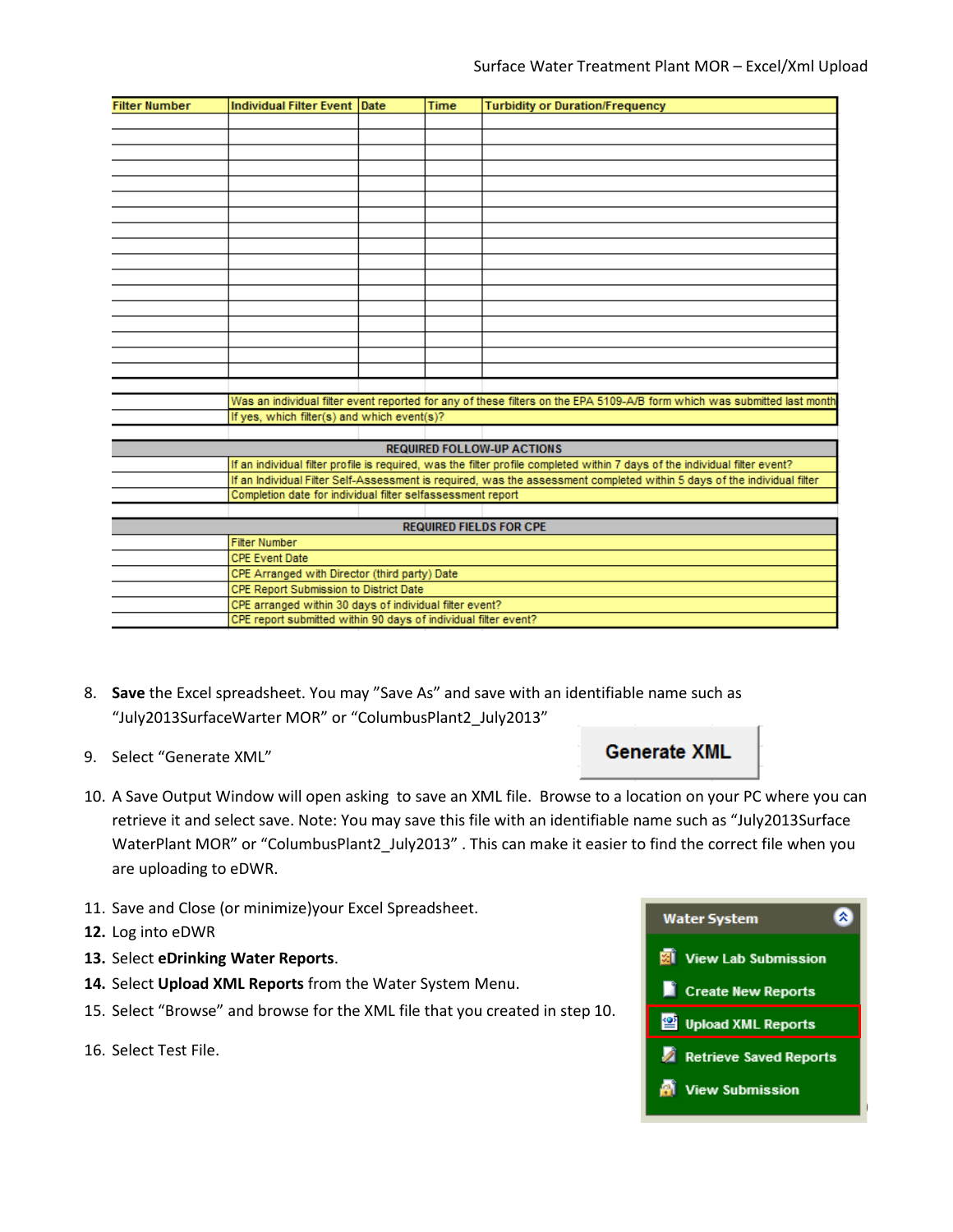| Filter Number | Individual Filter Event | Date | Time | Turbidity or Duration/Frequency |
|---|---|---|---|---|
| | | | | |
| | | | | |
| | | | | |
| | | | | |
| | | | | |
| | | | | |
| | | | | |
| | | | | |
| | | | | |
| | | | | |
| | | | | |
| | | | | |
| | | | | |
| | | | | |
| | | | | |
| | | | | |
| | | | | |

| | |
|---|---|
| | Was an individual filter event reported for any of these filters on the EPA 5109-A/B form which was submitted last month |
| | If yes, which filter(s) and which event(s)? |

| | REQUIRED FOLLOW-UP ACTIONS |
|---|---|
| | If an individual filter profile is required, was the filter profile completed within 7 days of the individual filter event? |
| | If an Individual Filter Self-Assessment is required, was the assessment completed within 5 days of the individual filter |
| | Completion date for individual filter selfassessment report |

| | REQUIRED FIELDS FOR CPE |
|---|---|
| | Filter Number |
| | CPE Event Date |
| | CPE Arranged with Director (third party) Date |
| | CPE Report Submission to District Date |
| | CPE arranged within 30 days of individual filter event? |
| | CPE report submitted within 90 days of individual filter event? |

8. **Save** the Excel spreadsheet. You may "Save As" and save with an identifiable name such as "July2013SurfaceWarter MOR" or "ColumbusPlant2_July2013"
9. Select "Generate XML"

   **Generate XML**

10. A Save Output Window will open asking to save an XML file. Browse to a location on your PC where you can retrieve it and select save. Note: You may save this file with an identifiable name such as "July2013Surface WaterPlant MOR" or "ColumbusPlant2_July2013" . This can make it easier to find the correct file when you are uploading to eDWR.
11. Save and Close (or minimize)your Excel Spreadsheet.
12. Log into eDWR
13. Select **eDrinking Water Reports**.
14. Select **Upload XML Reports** from the Water System Menu.
15. Select "Browse" and browse for the XML file that you created in step 10.
16. Select Test File.

**Water System**
- View Lab Submission
- Create New Reports
- Upload XML Reports
- Retrieve Saved Reports
- View Submission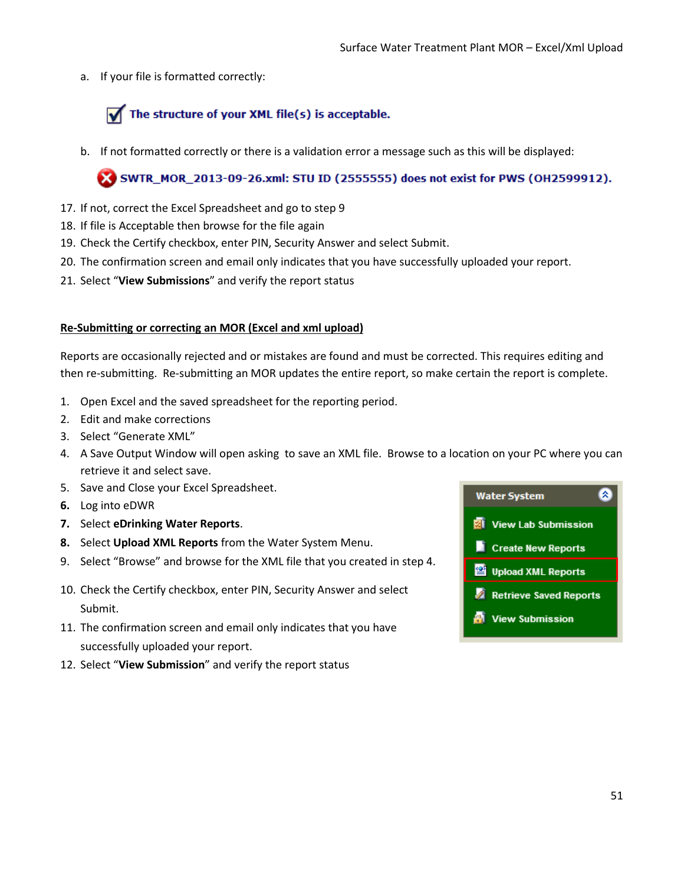a. If your file is formatted correctly:

The structure of your XML file(s) is acceptable.

b. If not formatted correctly or there is a validation error a message such as this will be displayed:

SWTR_MOR_2013-09-26.xml: STU ID (2555555) does not exist for PWS (OH2599912).

17. If not, correct the Excel Spreadsheet and go to step 9
18. If file is Acceptable then browse for the file again
19. Check the Certify checkbox, enter PIN, Security Answer and select Submit.
20. The confirmation screen and email only indicates that you have successfully uploaded your report.
21. Select "**View Submissions**" and verify the report status

**Re-Submitting or correcting an MOR (Excel and xml upload)**

Reports are occasionally rejected and or mistakes are found and must be corrected. This requires editing and then re-submitting. Re-submitting an MOR updates the entire report, so make certain the report is complete.

1. Open Excel and the saved spreadsheet for the reporting period.
2. Edit and make corrections
3. Select "Generate XML"
4. A Save Output Window will open asking to save an XML file. Browse to a location on your PC where you can retrieve it and select save.
5. Save and Close your Excel Spreadsheet.
6. Log into eDWR
7. Select **eDrinking Water Reports**.
8. Select **Upload XML Reports** from the Water System Menu.
9. Select "Browse" and browse for the XML file that you created in step 4.
10. Check the Certify checkbox, enter PIN, Security Answer and select Submit.
11. The confirmation screen and email only indicates that you have successfully uploaded your report.
12. Select "**View Submission**" and verify the report status

Water System
- View Lab Submission
- Create New Reports
- Upload XML Reports
- Retrieve Saved Reports
- View Submission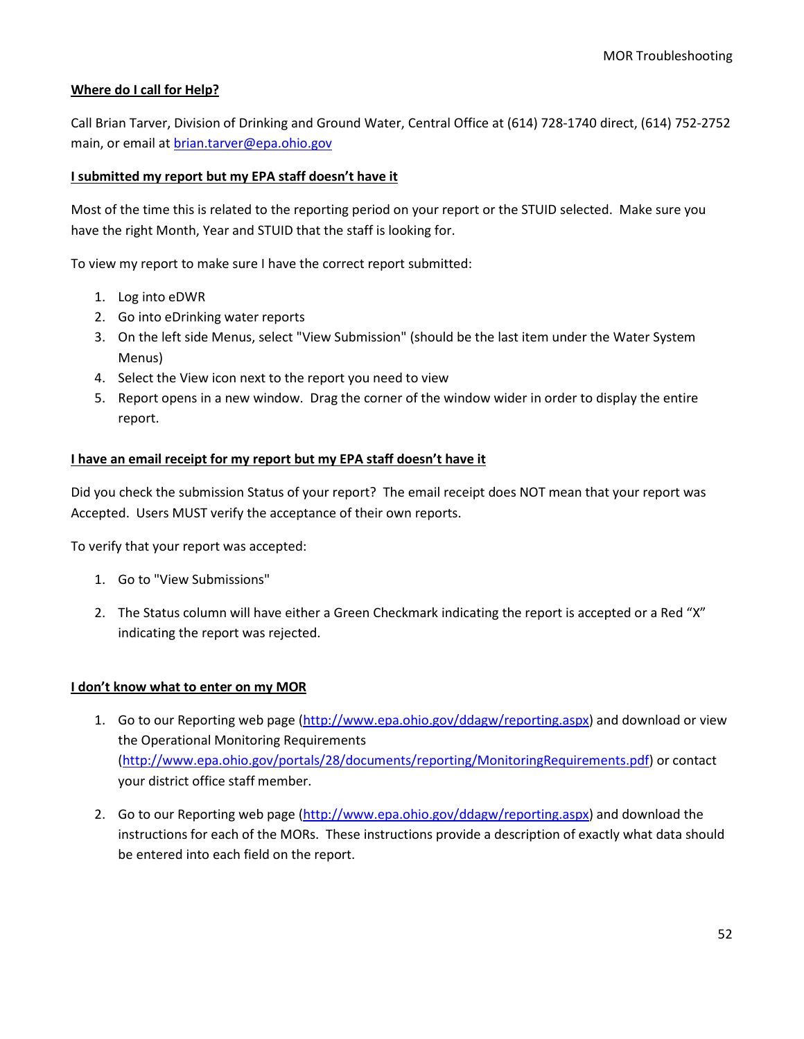**Where do I call for Help?**

Call Brian Tarver, Division of Drinking and Ground Water, Central Office at (614) 728-1740 direct, (614) 752-2752 main, or email at brian.tarver@epa.ohio.gov

**I submitted my report but my EPA staff doesn't have it**

Most of the time this is related to the reporting period on your report or the STUID selected. Make sure you have the right Month, Year and STUID that the staff is looking for.

To view my report to make sure I have the correct report submitted:

1. Log into eDWR
2. Go into eDrinking water reports
3. On the left side Menus, select "View Submission" (should be the last item under the Water System Menus)
4. Select the View icon next to the report you need to view
5. Report opens in a new window. Drag the corner of the window wider in order to display the entire report.

**I have an email receipt for my report but my EPA staff doesn't have it**

Did you check the submission Status of your report? The email receipt does NOT mean that your report was Accepted. Users MUST verify the acceptance of their own reports.

To verify that your report was accepted:

1. Go to "View Submissions"
2. The Status column will have either a Green Checkmark indicating the report is accepted or a Red "X" indicating the report was rejected.

**I don't know what to enter on my MOR**

1. Go to our Reporting web page (http://www.epa.ohio.gov/ddagw/reporting.aspx) and download or view the Operational Monitoring Requirements (http://www.epa.ohio.gov/portals/28/documents/reporting/MonitoringRequirements.pdf) or contact your district office staff member.
2. Go to our Reporting web page (http://www.epa.ohio.gov/ddagw/reporting.aspx) and download the instructions for each of the MORs. These instructions provide a description of exactly what data should be entered into each field on the report.